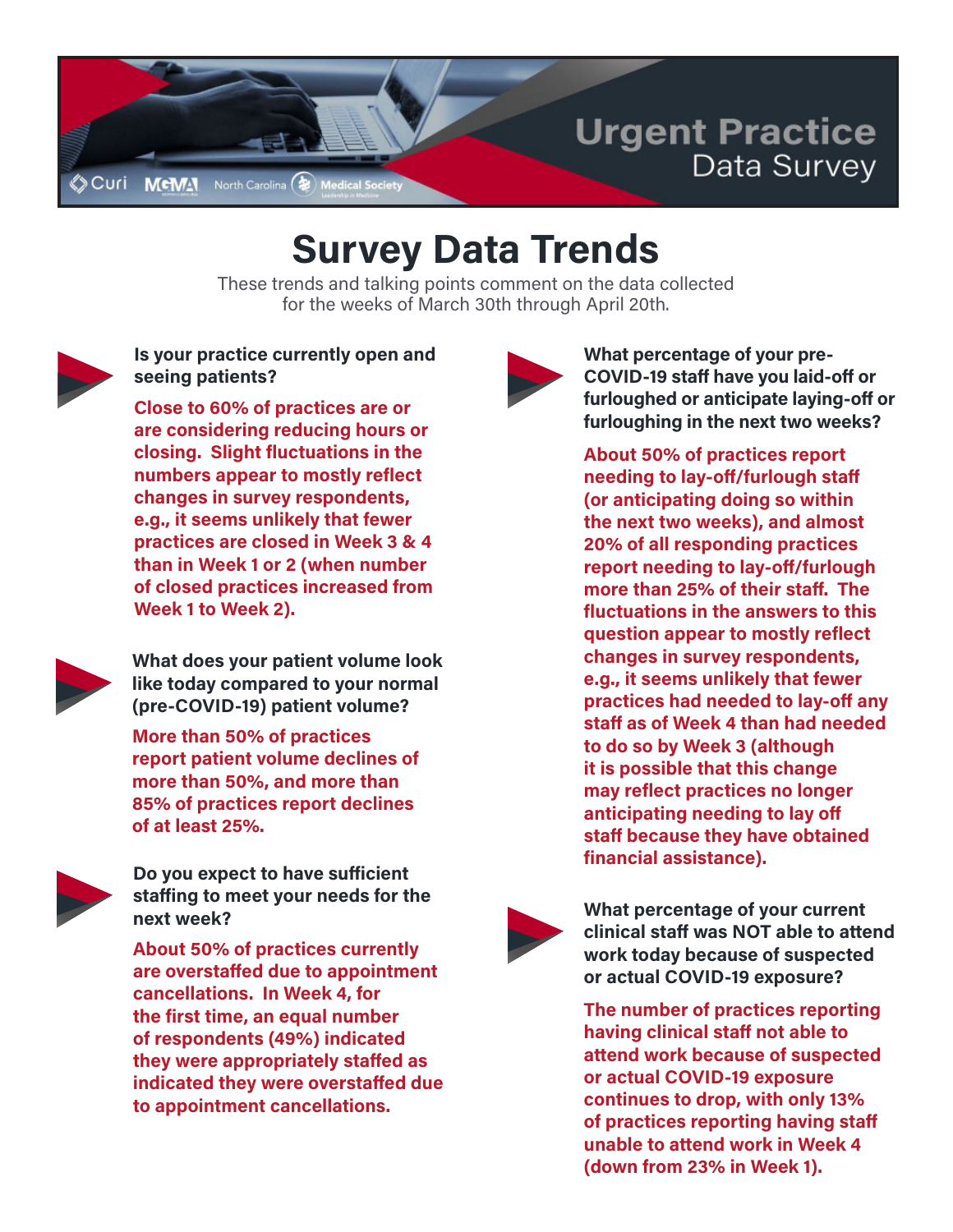Curi MGMA North Carolina Medical Society

# Urgent Practice Data Survey

## Survey Data Trends

These trends and talking points comment on the data collected for the weeks of March 30th through April 20th.

**Is your practice currently open and seeing patients?**

**Close to 60% of practices are or are considering reducing hours or closing. Slight fluctuations in the numbers appear to mostly reflect changes in survey respondents, e.g., it seems unlikely that fewer practices are closed in Week 3 & 4 than in Week 1 or 2 (when number of closed practices increased from Week 1 to Week 2).**

**What does your patient volume look like today compared to your normal (pre-COVID-19) patient volume?**

**More than 50% of practices report patient volume declines of more than 50%, and more than 85% of practices report declines of at least 25%.**

**Do you expect to have sufficient staffing to meet your needs for the next week?**

**About 50% of practices currently are overstaffed due to appointment cancellations. In Week 4, for the first time, an equal number of respondents (49%) indicated they were appropriately staffed as indicated they were overstaffed due to appointment cancellations.**

**What percentage of your pre-COVID-19 staff have you laid-off or furloughed or anticipate laying-off or furloughing in the next two weeks?**

**About 50% of practices report needing to lay-off/furlough staff (or anticipating doing so within the next two weeks), and almost 20% of all responding practices report needing to lay-off/furlough more than 25% of their staff. The fluctuations in the answers to this question appear to mostly reflect changes in survey respondents, e.g., it seems unlikely that fewer practices had needed to lay-off any staff as of Week 4 than had needed to do so by Week 3 (although it is possible that this change may reflect practices no longer anticipating needing to lay off staff because they have obtained financial assistance).**

**What percentage of your current clinical staff was NOT able to attend work today because of suspected or actual COVID-19 exposure?**

**The number of practices reporting having clinical staff not able to attend work because of suspected or actual COVID-19 exposure continues to drop, with only 13% of practices reporting having staff unable to attend work in Week 4 (down from 23% in Week 1).**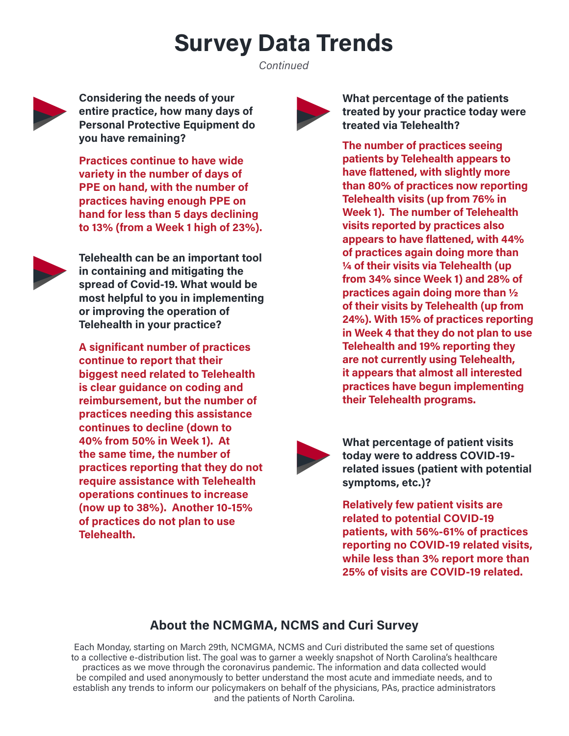# Survey Data Trends

*Continued*

**Considering the needs of your entire practice, how many days of Personal Protective Equipment do you have remaining?**

**Practices continue to have wide variety in the number of days of PPE on hand, with the number of practices having enough PPE on hand for less than 5 days declining to 13% (from a Week 1 high of 23%).**

**Telehealth can be an important tool in containing and mitigating the spread of Covid-19. What would be most helpful to you in implementing or improving the operation of Telehealth in your practice?**

**A significant number of practices continue to report that their biggest need related to Telehealth is clear guidance on coding and reimbursement, but the number of practices needing this assistance continues to decline (down to 40% from 50% in Week 1). At the same time, the number of practices reporting that they do not require assistance with Telehealth operations continues to increase (now up to 38%). Another 10-15% of practices do not plan to use Telehealth.**

**What percentage of the patients treated by your practice today were treated via Telehealth?**

**The number of practices seeing patients by Telehealth appears to have flattened, with slightly more than 80% of practices now reporting Telehealth visits (up from 76% in Week 1). The number of Telehealth visits reported by practices also appears to have flattened, with 44% of practices again doing more than ¼ of their visits via Telehealth (up from 34% since Week 1) and 28% of practices again doing more than ½ of their visits by Telehealth (up from 24%). With 15% of practices reporting in Week 4 that they do not plan to use Telehealth and 19% reporting they are not currently using Telehealth, it appears that almost all interested practices have begun implementing their Telehealth programs.**

**What percentage of patient visits today were to address COVID-19-related issues (patient with potential symptoms, etc.)?**

**Relatively few patient visits are related to potential COVID-19 patients, with 56%-61% of practices reporting no COVID-19 related visits, while less than 3% report more than 25% of visits are COVID-19 related.**

## About the NCMGMA, NCMS and Curi Survey

Each Monday, starting on March 29th, NCMGMA, NCMS and Curi distributed the same set of questions to a collective e-distribution list. The goal was to garner a weekly snapshot of North Carolina's healthcare practices as we move through the coronavirus pandemic. The information and data collected would be compiled and used anonymously to better understand the most acute and immediate needs, and to establish any trends to inform our policymakers on behalf of the physicians, PAs, practice administrators and the patients of North Carolina.